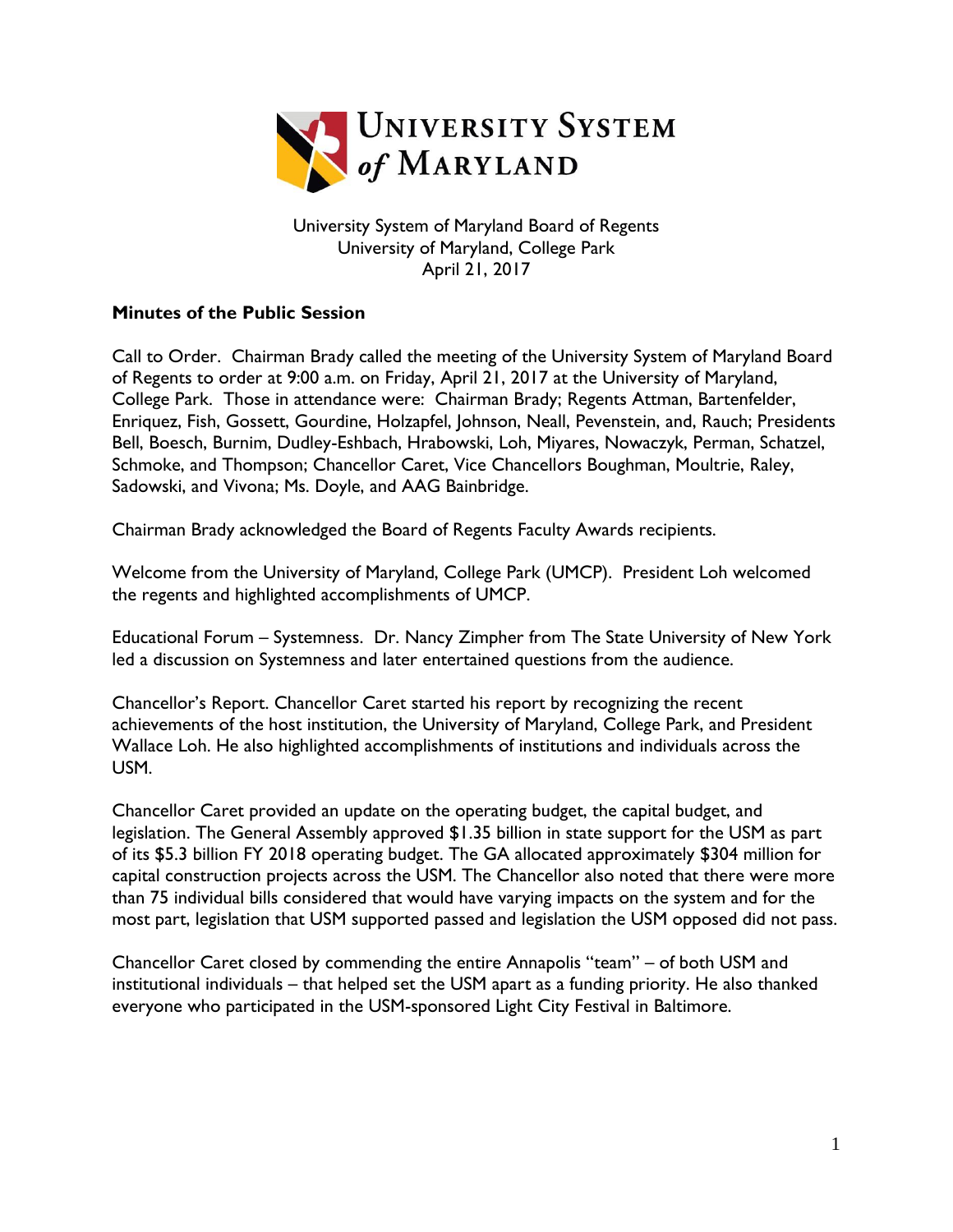University System of Maryland Board of Regents
University of Maryland, College Park
April 21, 2017

**Minutes of the Public Session**

Call to Order. Chairman Brady called the meeting of the University System of Maryland Board of Regents to order at 9:00 a.m. on Friday, April 21, 2017 at the University of Maryland, College Park. Those in attendance were: Chairman Brady; Regents Attman, Bartenfelder, Enriquez, Fish, Gossett, Gourdine, Holzapfel, Johnson, Neall, Pevenstein, and, Rauch; Presidents Bell, Boesch, Burnim, Dudley-Eshbach, Hrabowski, Loh, Miyares, Nowaczyk, Perman, Schatzel, Schmoke, and Thompson; Chancellor Caret, Vice Chancellors Boughman, Moultrie, Raley, Sadowski, and Vivona; Ms. Doyle, and AAG Bainbridge.

Chairman Brady acknowledged the Board of Regents Faculty Awards recipients.

Welcome from the University of Maryland, College Park (UMCP). President Loh welcomed the regents and highlighted accomplishments of UMCP.

Educational Forum – Systemness. Dr. Nancy Zimpher from The State University of New York led a discussion on Systemness and later entertained questions from the audience.

Chancellor's Report. Chancellor Caret started his report by recognizing the recent achievements of the host institution, the University of Maryland, College Park, and President Wallace Loh. He also highlighted accomplishments of institutions and individuals across the USM.

Chancellor Caret provided an update on the operating budget, the capital budget, and legislation. The General Assembly approved $1.35 billion in state support for the USM as part of its $5.3 billion FY 2018 operating budget. The GA allocated approximately $304 million for capital construction projects across the USM. The Chancellor also noted that there were more than 75 individual bills considered that would have varying impacts on the system and for the most part, legislation that USM supported passed and legislation the USM opposed did not pass.

Chancellor Caret closed by commending the entire Annapolis "team" – of both USM and institutional individuals – that helped set the USM apart as a funding priority. He also thanked everyone who participated in the USM-sponsored Light City Festival in Baltimore.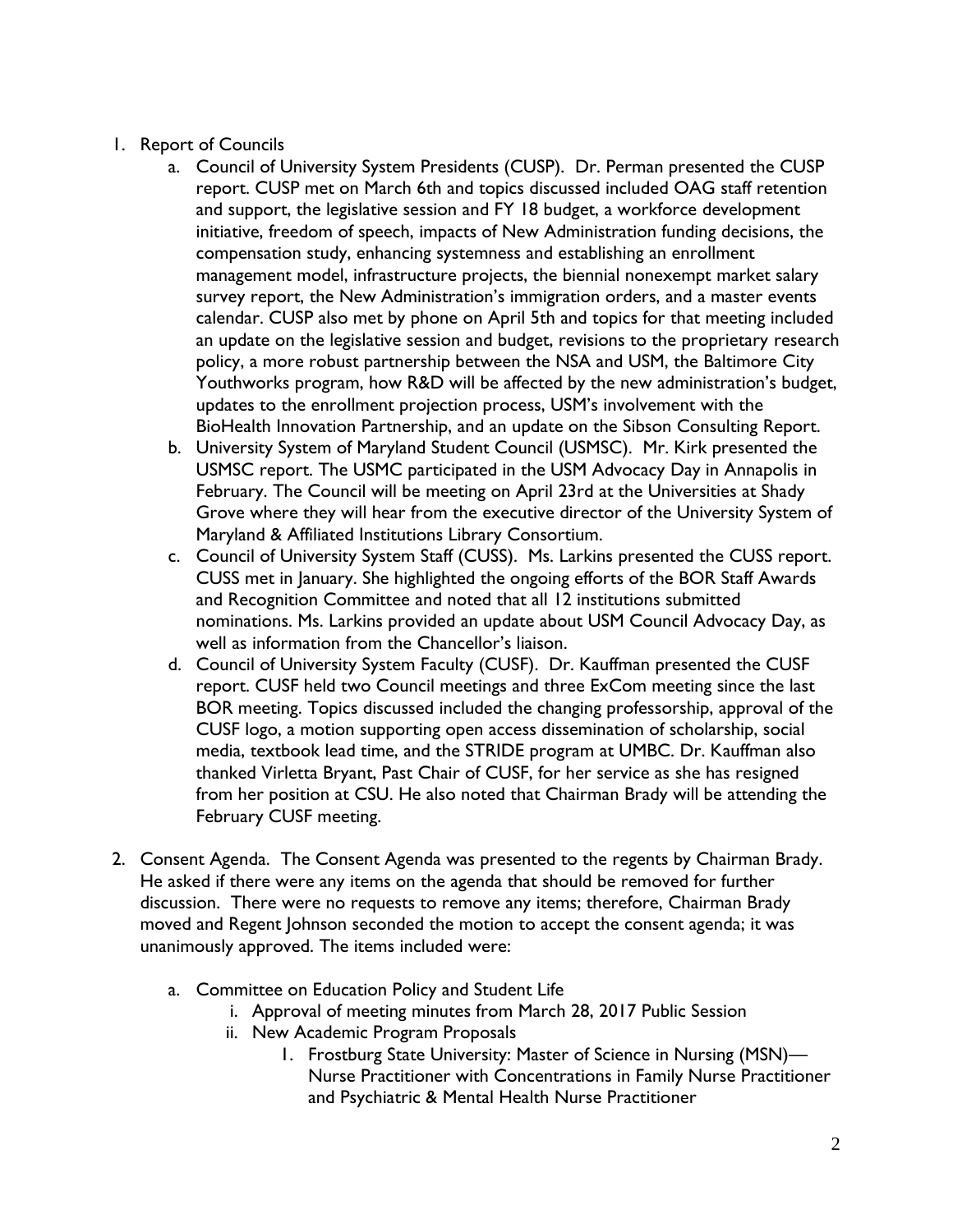1. Report of Councils
    a. Council of University System Presidents (CUSP). Dr. Perman presented the CUSP report. CUSP met on March 6th and topics discussed included OAG staff retention and support, the legislative session and FY 18 budget, a workforce development initiative, freedom of speech, impacts of New Administration funding decisions, the compensation study, enhancing systemness and establishing an enrollment management model, infrastructure projects, the biennial nonexempt market salary survey report, the New Administration's immigration orders, and a master events calendar. CUSP also met by phone on April 5th and topics for that meeting included an update on the legislative session and budget, revisions to the proprietary research policy, a more robust partnership between the NSA and USM, the Baltimore City Youthworks program, how R&D will be affected by the new administration's budget, updates to the enrollment projection process, USM's involvement with the BioHealth Innovation Partnership, and an update on the Sibson Consulting Report.
    b. University System of Maryland Student Council (USMSC). Mr. Kirk presented the USMSC report. The USMC participated in the USM Advocacy Day in Annapolis in February. The Council will be meeting on April 23rd at the Universities at Shady Grove where they will hear from the executive director of the University System of Maryland & Affiliated Institutions Library Consortium.
    c. Council of University System Staff (CUSS). Ms. Larkins presented the CUSS report. CUSS met in January. She highlighted the ongoing efforts of the BOR Staff Awards and Recognition Committee and noted that all 12 institutions submitted nominations. Ms. Larkins provided an update about USM Council Advocacy Day, as well as information from the Chancellor's liaison.
    d. Council of University System Faculty (CUSF). Dr. Kauffman presented the CUSF report. CUSF held two Council meetings and three ExCom meeting since the last BOR meeting. Topics discussed included the changing professorship, approval of the CUSF logo, a motion supporting open access dissemination of scholarship, social media, textbook lead time, and the STRIDE program at UMBC. Dr. Kauffman also thanked Virletta Bryant, Past Chair of CUSF, for her service as she has resigned from her position at CSU. He also noted that Chairman Brady will be attending the February CUSF meeting.

2. Consent Agenda. The Consent Agenda was presented to the regents by Chairman Brady. He asked if there were any items on the agenda that should be removed for further discussion. There were no requests to remove any items; therefore, Chairman Brady moved and Regent Johnson seconded the motion to accept the consent agenda; it was unanimously approved. The items included were:
    a. Committee on Education Policy and Student Life
        i. Approval of meeting minutes from March 28, 2017 Public Session
        ii. New Academic Program Proposals
            1. Frostburg State University: Master of Science in Nursing (MSN)—Nurse Practitioner with Concentrations in Family Nurse Practitioner and Psychiatric & Mental Health Nurse Practitioner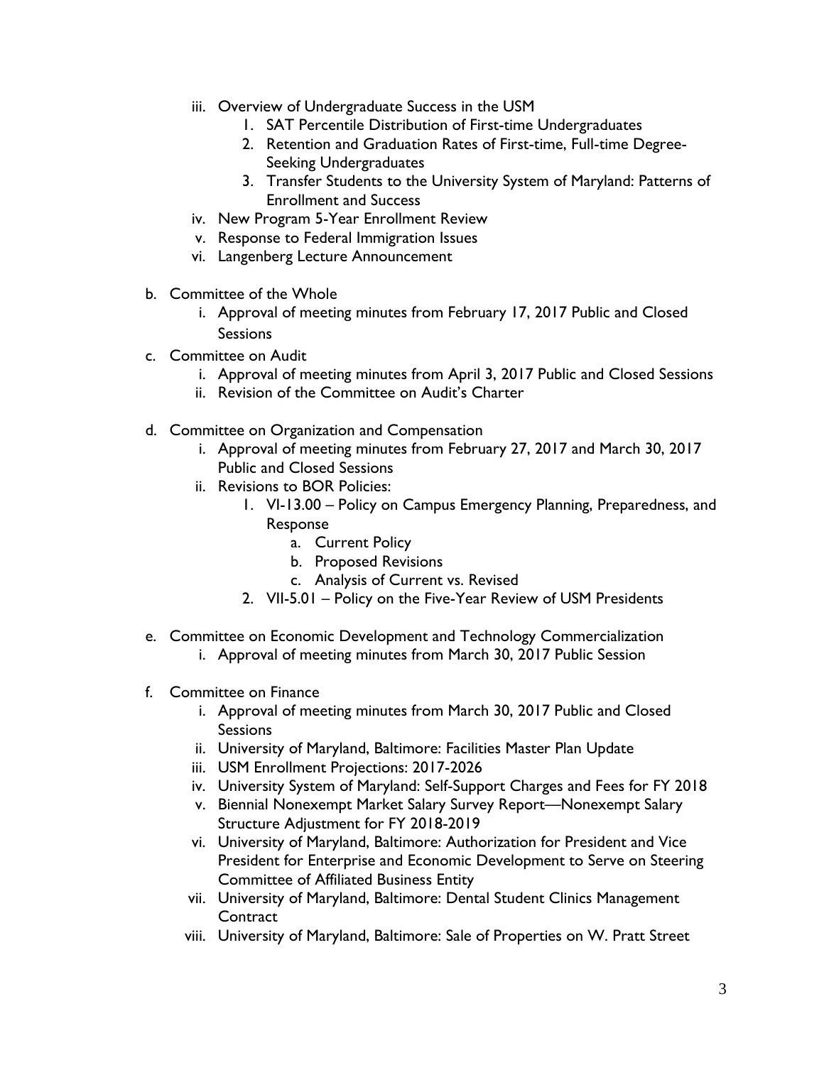- iii. Overview of Undergraduate Success in the USM
    1. SAT Percentile Distribution of First-time Undergraduates
    2. Retention and Graduation Rates of First-time, Full-time Degree-Seeking Undergraduates
    3. Transfer Students to the University System of Maryland: Patterns of Enrollment and Success
- iv. New Program 5-Year Enrollment Review
- v. Response to Federal Immigration Issues
- vi. Langenberg Lecture Announcement

b. Committee of the Whole
- i. Approval of meeting minutes from February 17, 2017 Public and Closed Sessions

c. Committee on Audit
- i. Approval of meeting minutes from April 3, 2017 Public and Closed Sessions
- ii. Revision of the Committee on Audit's Charter

d. Committee on Organization and Compensation
- i. Approval of meeting minutes from February 27, 2017 and March 30, 2017 Public and Closed Sessions
- ii. Revisions to BOR Policies:
    1. VI-13.00 – Policy on Campus Emergency Planning, Preparedness, and Response
        - a. Current Policy
        - b. Proposed Revisions
        - c. Analysis of Current vs. Revised
    2. VII-5.01 – Policy on the Five-Year Review of USM Presidents

e. Committee on Economic Development and Technology Commercialization
- i. Approval of meeting minutes from March 30, 2017 Public Session

f. Committee on Finance
- i. Approval of meeting minutes from March 30, 2017 Public and Closed Sessions
- ii. University of Maryland, Baltimore: Facilities Master Plan Update
- iii. USM Enrollment Projections: 2017-2026
- iv. University System of Maryland: Self-Support Charges and Fees for FY 2018
- v. Biennial Nonexempt Market Salary Survey Report—Nonexempt Salary Structure Adjustment for FY 2018-2019
- vi. University of Maryland, Baltimore: Authorization for President and Vice President for Enterprise and Economic Development to Serve on Steering Committee of Affiliated Business Entity
- vii. University of Maryland, Baltimore: Dental Student Clinics Management Contract
- viii. University of Maryland, Baltimore: Sale of Properties on W. Pratt Street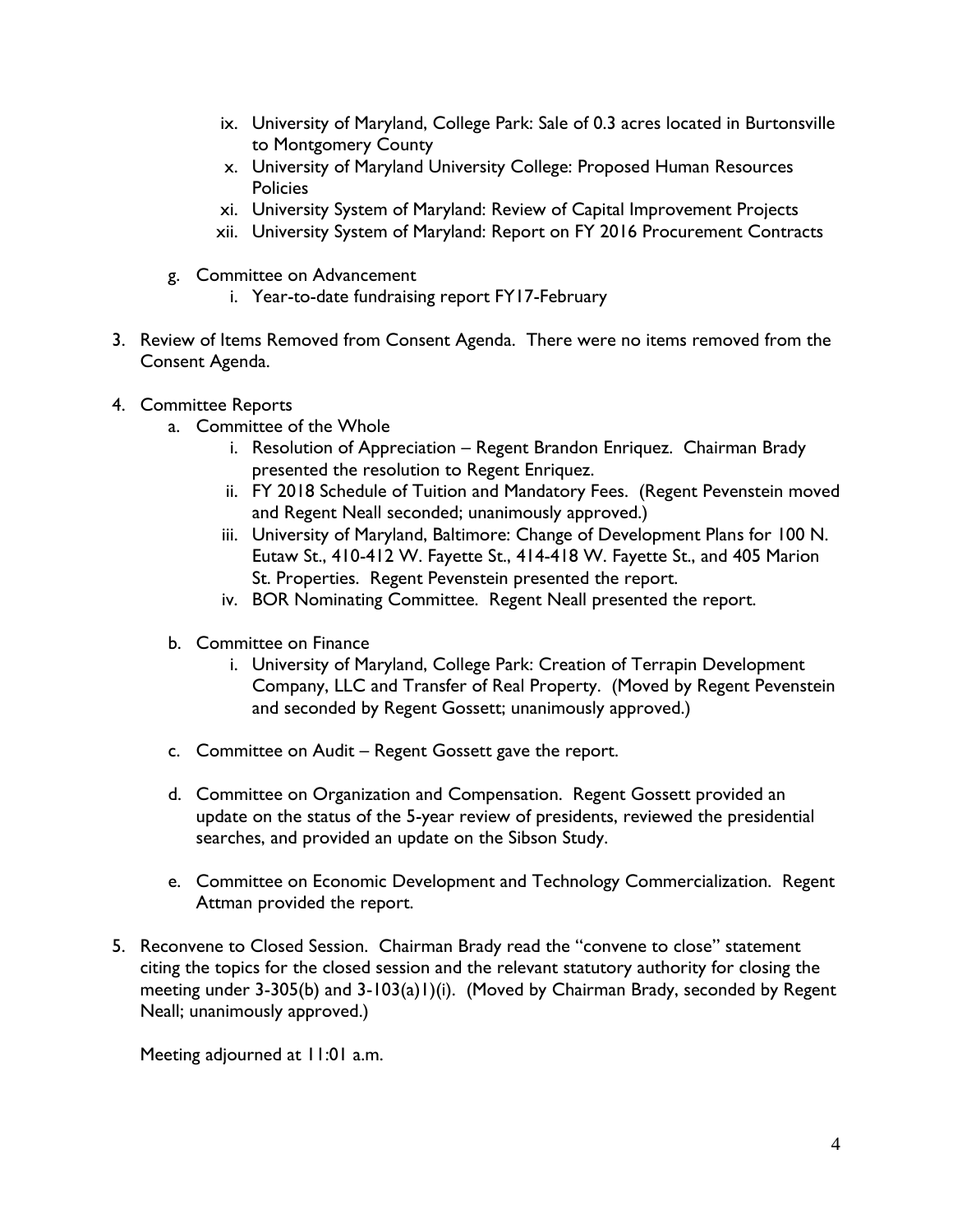ix. University of Maryland, College Park: Sale of 0.3 acres located in Burtonsville to Montgomery County
x. University of Maryland University College: Proposed Human Resources Policies
xi. University System of Maryland: Review of Capital Improvement Projects
xii. University System of Maryland: Report on FY 2016 Procurement Contracts

g. Committee on Advancement
    i. Year-to-date fundraising report FY17-February

3. Review of Items Removed from Consent Agenda. There were no items removed from the Consent Agenda.

4. Committee Reports
    a. Committee of the Whole
        i. Resolution of Appreciation – Regent Brandon Enriquez. Chairman Brady presented the resolution to Regent Enriquez.
        ii. FY 2018 Schedule of Tuition and Mandatory Fees. (Regent Pevenstein moved and Regent Neall seconded; unanimously approved.)
        iii. University of Maryland, Baltimore: Change of Development Plans for 100 N. Eutaw St., 410-412 W. Fayette St., 414-418 W. Fayette St., and 405 Marion St. Properties. Regent Pevenstein presented the report.
        iv. BOR Nominating Committee. Regent Neall presented the report.

    b. Committee on Finance
        i. University of Maryland, College Park: Creation of Terrapin Development Company, LLC and Transfer of Real Property. (Moved by Regent Pevenstein and seconded by Regent Gossett; unanimously approved.)

    c. Committee on Audit – Regent Gossett gave the report.

    d. Committee on Organization and Compensation. Regent Gossett provided an update on the status of the 5-year review of presidents, reviewed the presidential searches, and provided an update on the Sibson Study.

    e. Committee on Economic Development and Technology Commercialization. Regent Attman provided the report.

5. Reconvene to Closed Session. Chairman Brady read the "convene to close" statement citing the topics for the closed session and the relevant statutory authority for closing the meeting under 3-305(b) and 3-103(a)1)(i). (Moved by Chairman Brady, seconded by Regent Neall; unanimously approved.)

Meeting adjourned at 11:01 a.m.